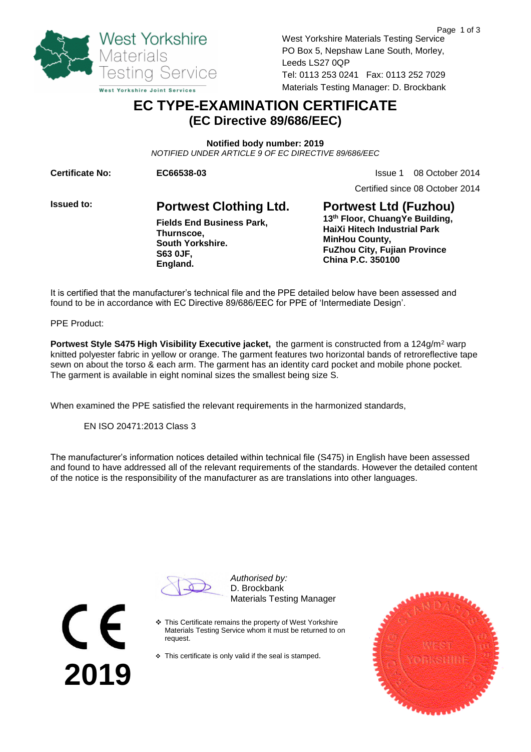West Yorkshire Materials Testing Service

West Yorkshire Joint Services

West Yorkshire Materials Testing Service
PO Box 5, Nepshaw Lane South, Morley,
Leeds LS27 0QP
Tel: 0113 253 0241 Fax: 0113 252 7029
Materials Testing Manager: D. Brockbank

# EC TYPE-EXAMINATION CERTIFICATE

## (EC Directive 89/686/EEC)

**Notified body number: 2019**

*NOTIFIED UNDER ARTICLE 9 OF EC DIRECTIVE 89/686/EEC*

**Certificate No:** **EC66538-03**

Issue 1 08 October 2014

Certified since 08 October 2014

**Issued to:**

**Portwest Clothing Ltd.**
**Fields End Business Park,**
**Thurnscoe,**
**South Yorkshire.**
**S63 0JF,**
**England.**

**Portwest Ltd (Fuzhou)**
**13th Floor, ChuangYe Building,**
**HaiXi Hitech Industrial Park**
**MinHou County,**
**FuZhou City, Fujian Province**
**China P.C. 350100**

It is certified that the manufacturer's technical file and the PPE detailed below have been assessed and found to be in accordance with EC Directive 89/686/EEC for PPE of 'Intermediate Design'.

PPE Product:

**Portwest Style S475 High Visibility Executive jacket,** the garment is constructed from a 124g/m$^2$ warp knitted polyester fabric in yellow or orange. The garment features two horizontal bands of retroreflective tape sewn on about the torso & each arm. The garment has an identity card pocket and mobile phone pocket. The garment is available in eight nominal sizes the smallest being size S.

When examined the PPE satisfied the relevant requirements in the harmonized standards,

EN ISO 20471:2013 Class 3

The manufacturer's information notices detailed within technical file (S475) in English have been assessed and found to have addressed all of the relevant requirements of the standards. However the detailed content of the notice is the responsibility of the manufacturer as are translations into other languages.

*Authorised by:*
D. Brockbank
Materials Testing Manager

- This Certificate remains the property of West Yorkshire Materials Testing Service whom it must be returned to on request.
- This certificate is only valid if the seal is stamped.

CE
2019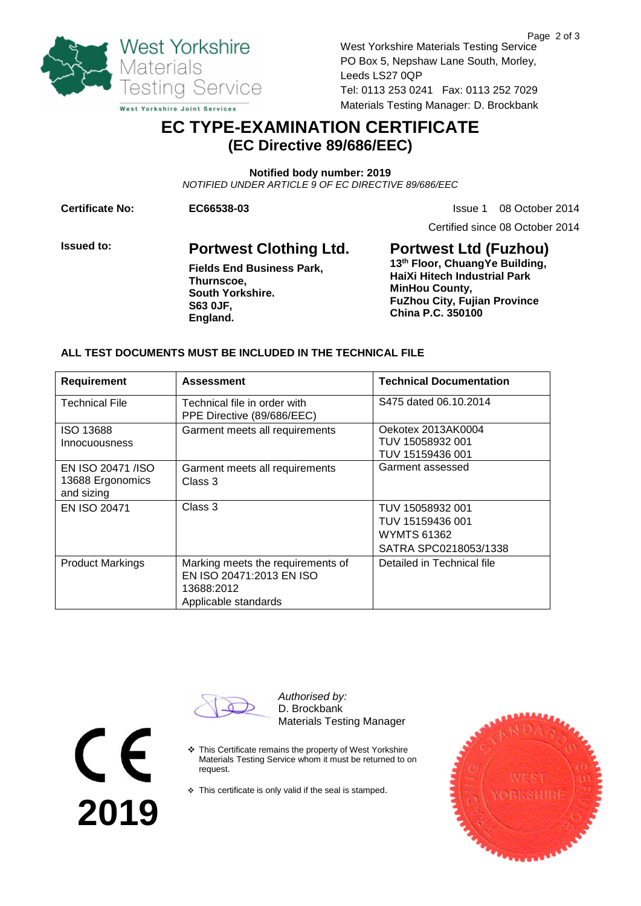West Yorkshire Materials Testing Service
West Yorkshire Joint Services

West Yorkshire Materials Testing Service
PO Box 5, Nepshaw Lane South, Morley,
Leeds LS27 0QP
Tel: 0113 253 0241 Fax: 0113 252 7029
Materials Testing Manager: D. Brockbank

# EC TYPE-EXAMINATION CERTIFICATE
## (EC Directive 89/686/EEC)

**Notified body number: 2019**
*NOTIFIED UNDER ARTICLE 9 OF EC DIRECTIVE 89/686/EEC*

**Certificate No:** **EC66538-03** Issue 1 08 October 2014

Certified since 08 October 2014

**Issued to:**

**Portwest Clothing Ltd.**
**Fields End Business Park,**
**Thurnscoe,**
**South Yorkshire.**
**S63 0JF,**
**England.**

**Portwest Ltd (Fuzhou)**
**13th Floor, ChuangYe Building,**
**HaiXi Hitech Industrial Park**
**MinHou County,**
**FuZhou City, Fujian Province**
**China P.C. 350100**

**ALL TEST DOCUMENTS MUST BE INCLUDED IN THE TECHNICAL FILE**

| Requirement | Assessment | Technical Documentation |
|---|---|---|
| Technical File | Technical file in order with PPE Directive (89/686/EEC) | S475 dated 06.10.2014 |
| ISO 13688 Innocuousness | Garment meets all requirements | Oekotex 2013AK0004<br>TUV 15058932 001<br>TUV 15159436 001 |
| EN ISO 20471 /ISO 13688 Ergonomics and sizing | Garment meets all requirements Class 3 | Garment assessed |
| EN ISO 20471 | Class 3 | TUV 15058932 001<br>TUV 15159436 001<br>WYMTS 61362<br>SATRA SPC0218053/1338 |
| Product Markings | Marking meets the requirements of EN ISO 20471:2013 EN ISO 13688:2012<br>Applicable standards | Detailed in Technical file |

*Authorised by:*
D. Brockbank
Materials Testing Manager

- This Certificate remains the property of West Yorkshire Materials Testing Service whom it must be returned to on request.
- This certificate is only valid if the seal is stamped.

CE
**2019**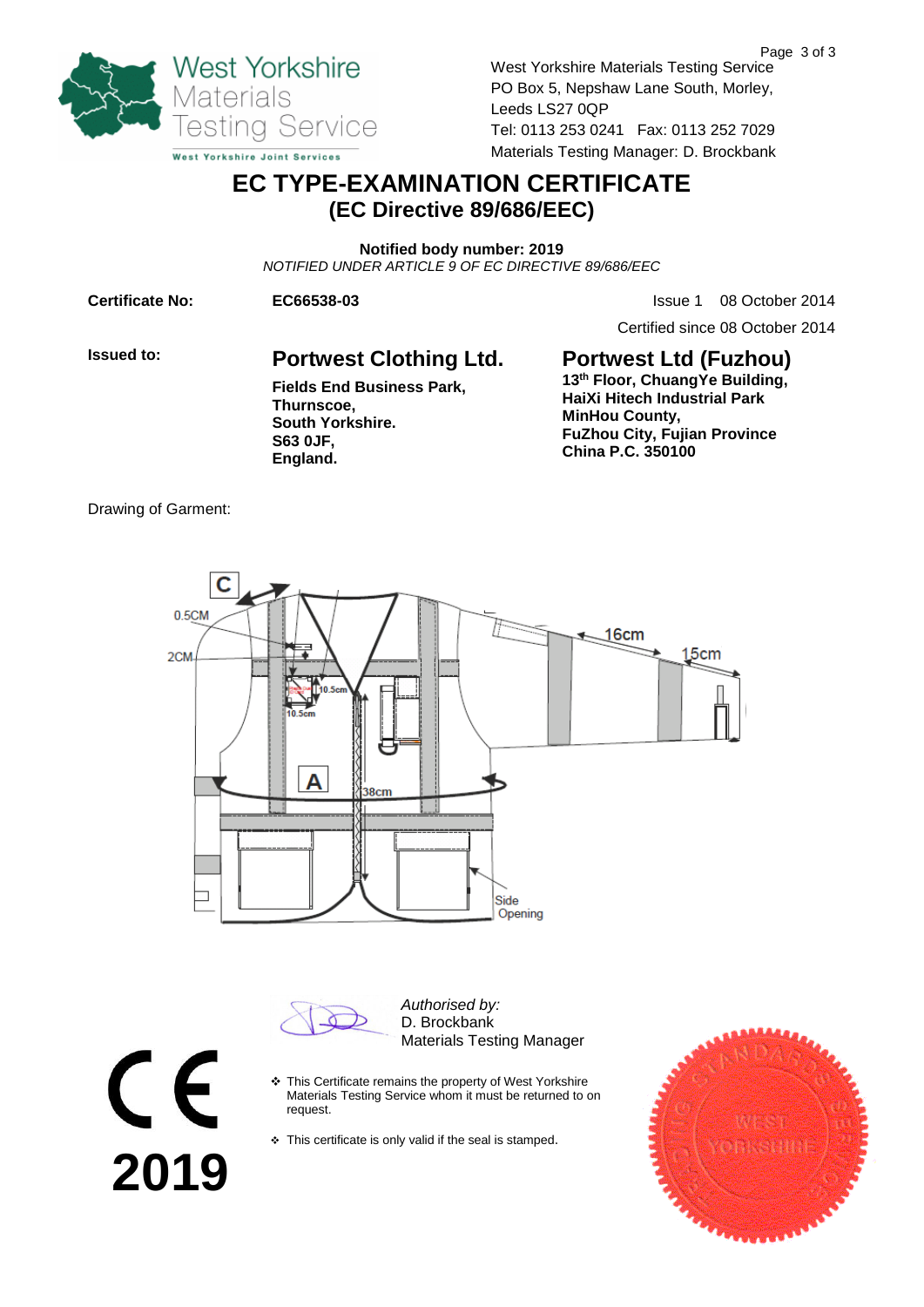West Yorkshire Materials Testing Service

West Yorkshire Joint Services

West Yorkshire Materials Testing Service
PO Box 5, Nepshaw Lane South, Morley,
Leeds LS27 0QP
Tel: 0113 253 0241 Fax: 0113 252 7029
Materials Testing Manager: D. Brockbank

# EC TYPE-EXAMINATION CERTIFICATE
## (EC Directive 89/686/EEC)

**Notified body number: 2019**
*NOTIFIED UNDER ARTICLE 9 OF EC DIRECTIVE 89/686/EEC*

**Certificate No:** **EC66538-03** Issue 1 08 October 2014

Certified since 08 October 2014

**Issued to:**

**Portwest Clothing Ltd.**
**Fields End Business Park,**
**Thurnscoe,**
**South Yorkshire.**
**S63 0JF,**
**England.**

**Portwest Ltd (Fuzhou)**
**13th Floor, ChuangYe Building,**
**HaiXi Hitech Industrial Park**
**MinHou County,**
**FuZhou City, Fujian Province**
**China P.C. 350100**

Drawing of Garment:

C
0.5CM
2CM
10.5cm
10.5cm
A
38cm
16cm
15cm
Side Opening

*Authorised by:*
D. Brockbank
Materials Testing Manager

- This Certificate remains the property of West Yorkshire Materials Testing Service whom it must be returned to on request.
- This certificate is only valid if the seal is stamped.

CE
**2019**